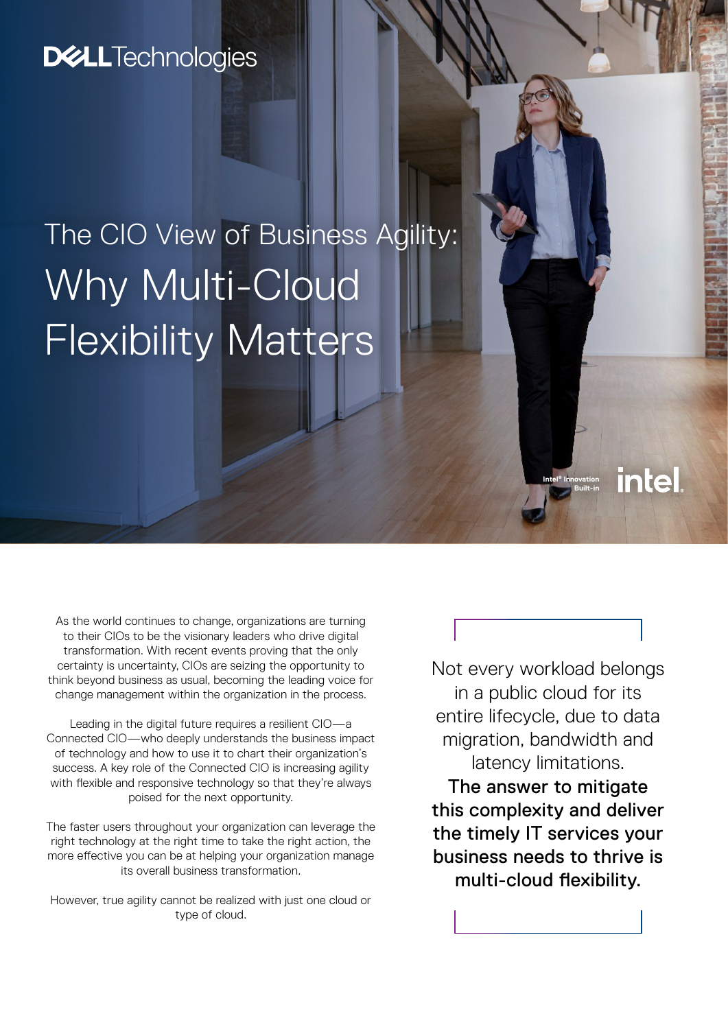Dell Technologies

# The CIO View of Business Agility: Why Multi-Cloud Flexibility Matters

Intel® Innovation Built-in

intel.

As the world continues to change, organizations are turning to their CIOs to be the visionary leaders who drive digital transformation. With recent events proving that the only certainty is uncertainty, CIOs are seizing the opportunity to think beyond business as usual, becoming the leading voice for change management within the organization in the process.

Leading in the digital future requires a resilient CIO—a Connected CIO—who deeply understands the business impact of technology and how to use it to chart their organization's success. A key role of the Connected CIO is increasing agility with flexible and responsive technology so that they're always poised for the next opportunity.

The faster users throughout your organization can leverage the right technology at the right time to take the right action, the more effective you can be at helping your organization manage its overall business transformation.

However, true agility cannot be realized with just one cloud or type of cloud.

> Not every workload belongs in a public cloud for its entire lifecycle, due to data migration, bandwidth and latency limitations. **The answer to mitigate this complexity and deliver the timely IT services your business needs to thrive is multi-cloud flexibility.**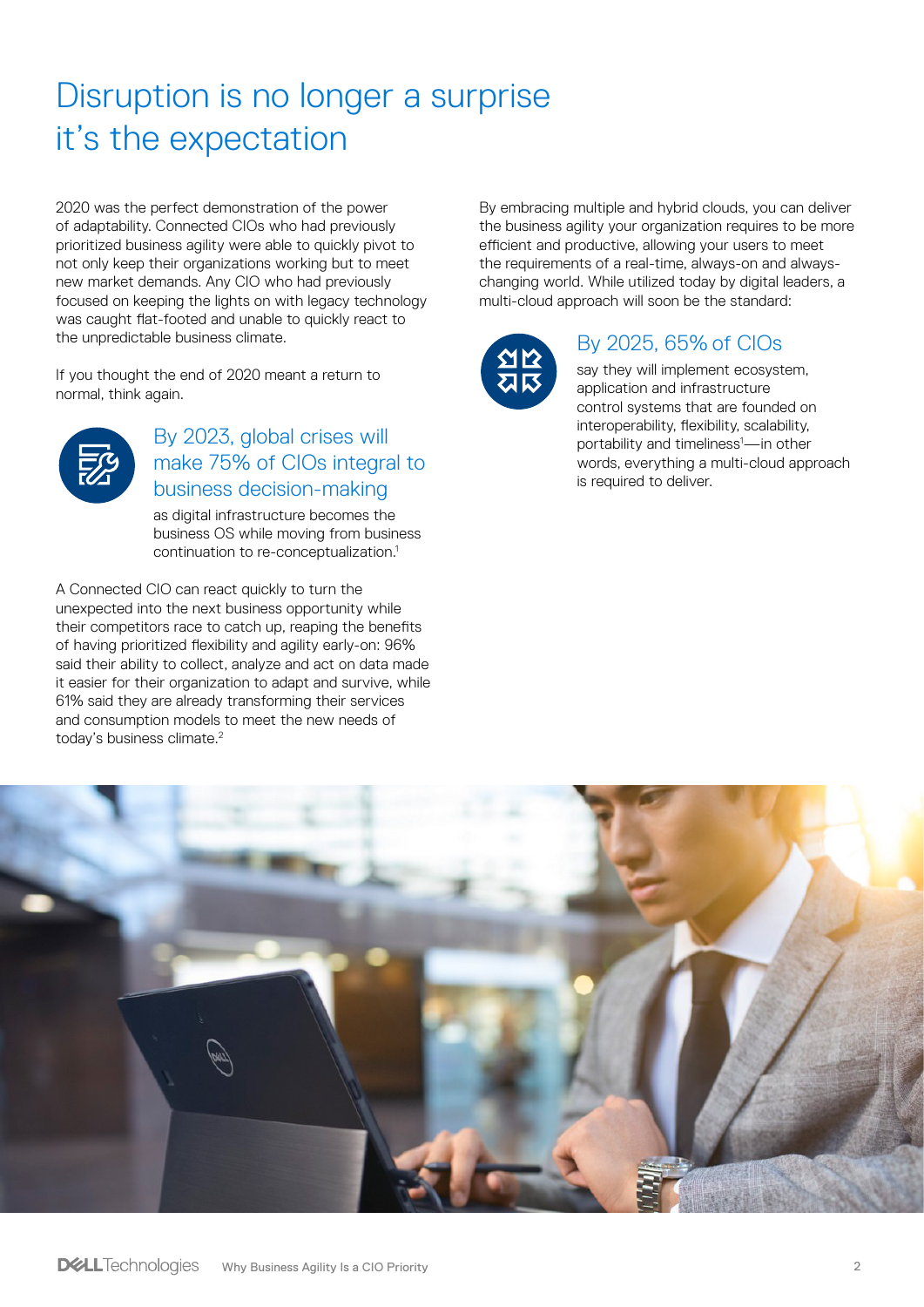# Disruption is no longer a surprise it's the expectation

2020 was the perfect demonstration of the power of adaptability. Connected CIOs who had previously prioritized business agility were able to quickly pivot to not only keep their organizations working but to meet new market demands. Any CIO who had previously focused on keeping the lights on with legacy technology was caught flat-footed and unable to quickly react to the unpredictable business climate.

If you thought the end of 2020 meant a return to normal, think again.

### By 2023, global crises will make 75% of CIOs integral to business decision-making

as digital infrastructure becomes the business OS while moving from business continuation to re-conceptualization.[1]

A Connected CIO can react quickly to turn the unexpected into the next business opportunity while their competitors race to catch up, reaping the benefits of having prioritized flexibility and agility early-on: 96% said their ability to collect, analyze and act on data made it easier for their organization to adapt and survive, while 61% said they are already transforming their services and consumption models to meet the new needs of today's business climate.[2]

By embracing multiple and hybrid clouds, you can deliver the business agility your organization requires to be more efficient and productive, allowing your users to meet the requirements of a real-time, always-on and always-changing world. While utilized today by digital leaders, a multi-cloud approach will soon be the standard:

### By 2025, 65% of CIOs

say they will implement ecosystem, application and infrastructure control systems that are founded on interoperability, flexibility, scalability, portability and timeliness[1]—in other words, everything a multi-cloud approach is required to deliver.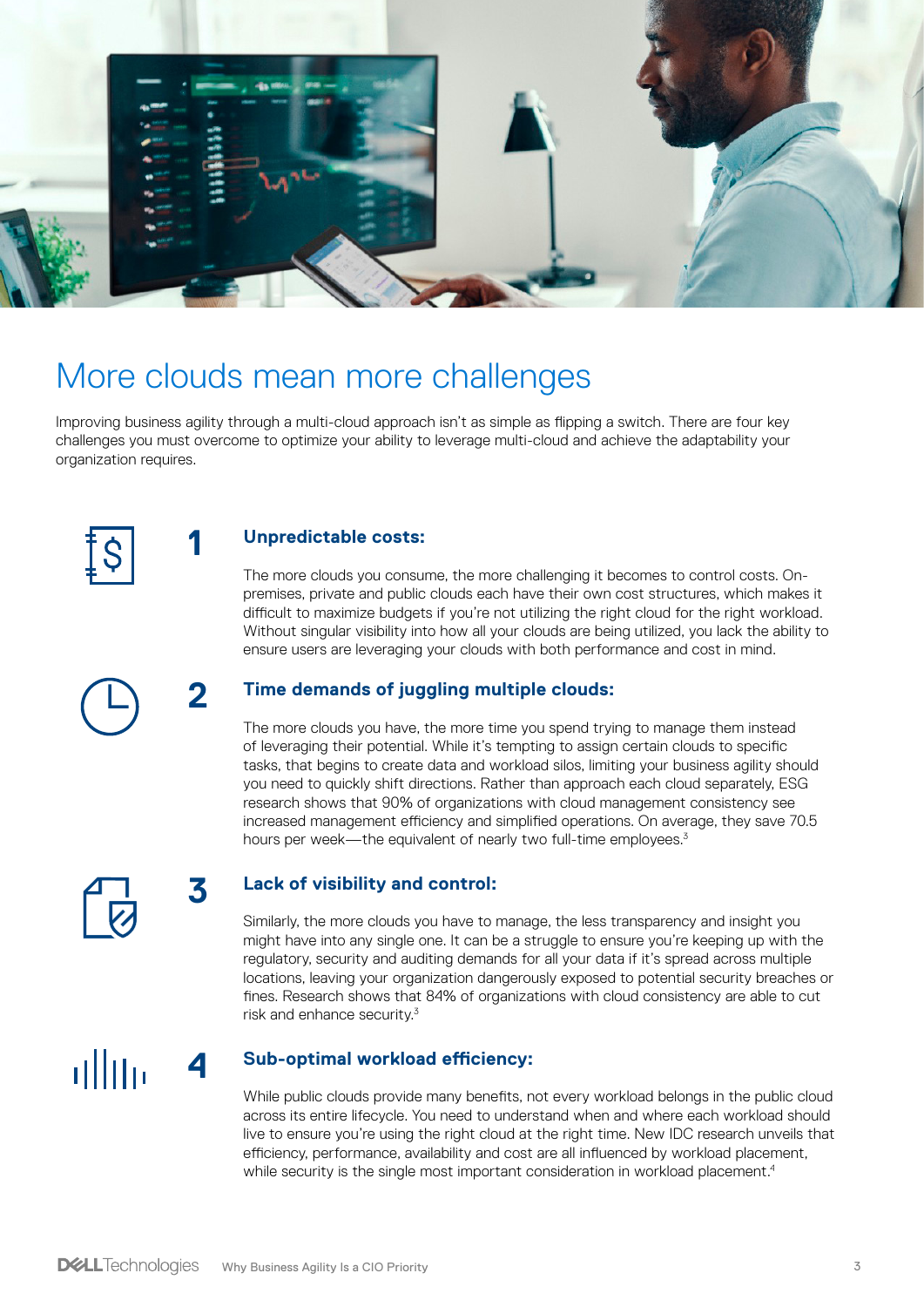# More clouds mean more challenges

Improving business agility through a multi-cloud approach isn't as simple as flipping a switch. There are four key challenges you must overcome to optimize your ability to leverage multi-cloud and achieve the adaptability your organization requires.

## 1 Unpredictable costs:

The more clouds you consume, the more challenging it becomes to control costs. On-premises, private and public clouds each have their own cost structures, which makes it difficult to maximize budgets if you're not utilizing the right cloud for the right workload. Without singular visibility into how all your clouds are being utilized, you lack the ability to ensure users are leveraging your clouds with both performance and cost in mind.

## 2 Time demands of juggling multiple clouds:

The more clouds you have, the more time you spend trying to manage them instead of leveraging their potential. While it's tempting to assign certain clouds to specific tasks, that begins to create data and workload silos, limiting your business agility should you need to quickly shift directions. Rather than approach each cloud separately, ESG research shows that 90% of organizations with cloud management consistency see increased management efficiency and simplified operations. On average, they save 70.5 hours per week—the equivalent of nearly two full-time employees.[3]

## 3 Lack of visibility and control:

Similarly, the more clouds you have to manage, the less transparency and insight you might have into any single one. It can be a struggle to ensure you're keeping up with the regulatory, security and auditing demands for all your data if it's spread across multiple locations, leaving your organization dangerously exposed to potential security breaches or fines. Research shows that 84% of organizations with cloud consistency are able to cut risk and enhance security.[3]

## 4 Sub-optimal workload efficiency:

While public clouds provide many benefits, not every workload belongs in the public cloud across its entire lifecycle. You need to understand when and where each workload should live to ensure you're using the right cloud at the right time. New IDC research unveils that efficiency, performance, availability and cost are all influenced by workload placement, while security is the single most important consideration in workload placement.[4]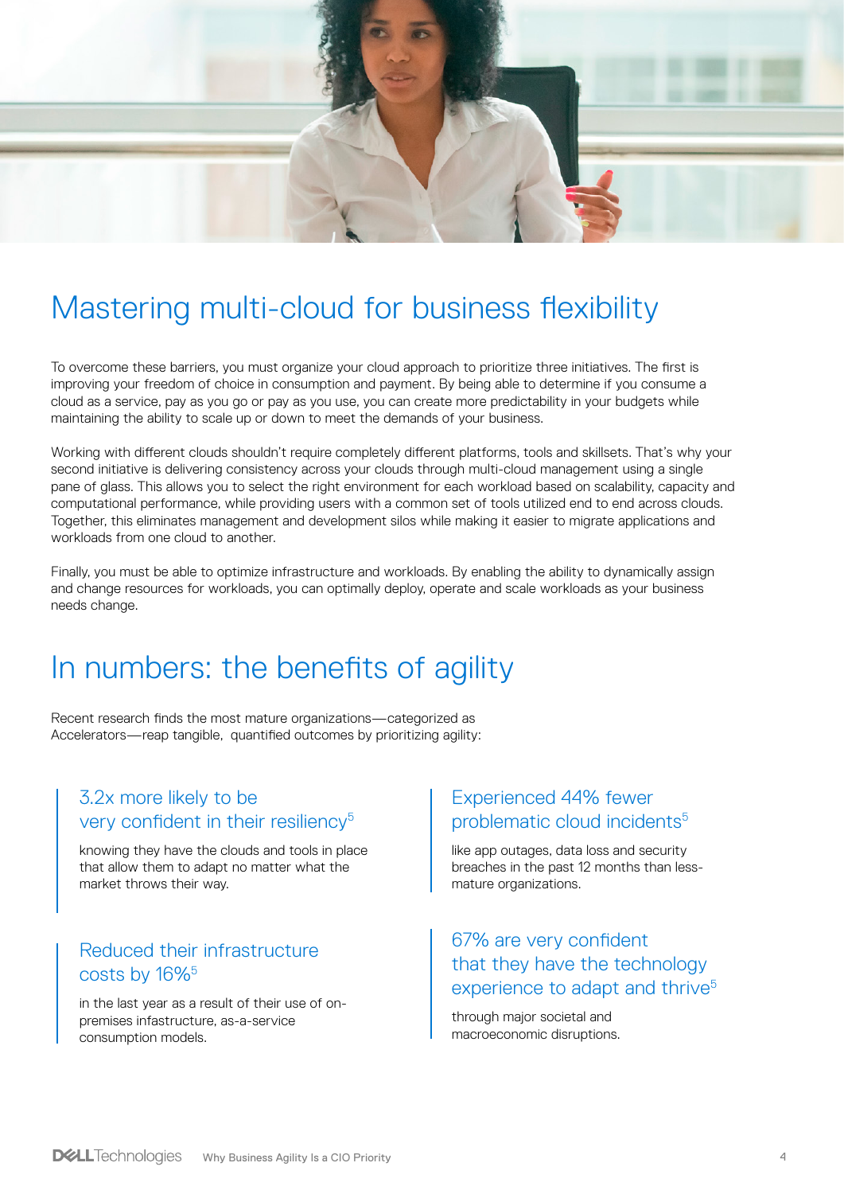# Mastering multi-cloud for business flexibility

To overcome these barriers, you must organize your cloud approach to prioritize three initiatives. The first is improving your freedom of choice in consumption and payment. By being able to determine if you consume a cloud as a service, pay as you go or pay as you use, you can create more predictability in your budgets while maintaining the ability to scale up or down to meet the demands of your business.

Working with different clouds shouldn't require completely different platforms, tools and skillsets. That's why your second initiative is delivering consistency across your clouds through multi-cloud management using a single pane of glass. This allows you to select the right environment for each workload based on scalability, capacity and computational performance, while providing users with a common set of tools utilized end to end across clouds. Together, this eliminates management and development silos while making it easier to migrate applications and workloads from one cloud to another.

Finally, you must be able to optimize infrastructure and workloads. By enabling the ability to dynamically assign and change resources for workloads, you can optimally deploy, operate and scale workloads as your business needs change.

# In numbers: the benefits of agility

Recent research finds the most mature organizations—categorized as Accelerators—reap tangible, quantified outcomes by prioritizing agility:

### 3.2x more likely to be very confident in their resiliency[5]

knowing they have the clouds and tools in place that allow them to adapt no matter what the market throws their way.

### Reduced their infrastructure costs by 16%[5]

in the last year as a result of their use of on-premises infastructure, as-a-service consumption models.

### Experienced 44% fewer problematic cloud incidents[5]

like app outages, data loss and security breaches in the past 12 months than less-mature organizations.

### 67% are very confident that they have the technology experience to adapt and thrive[5]

through major societal and macroeconomic disruptions.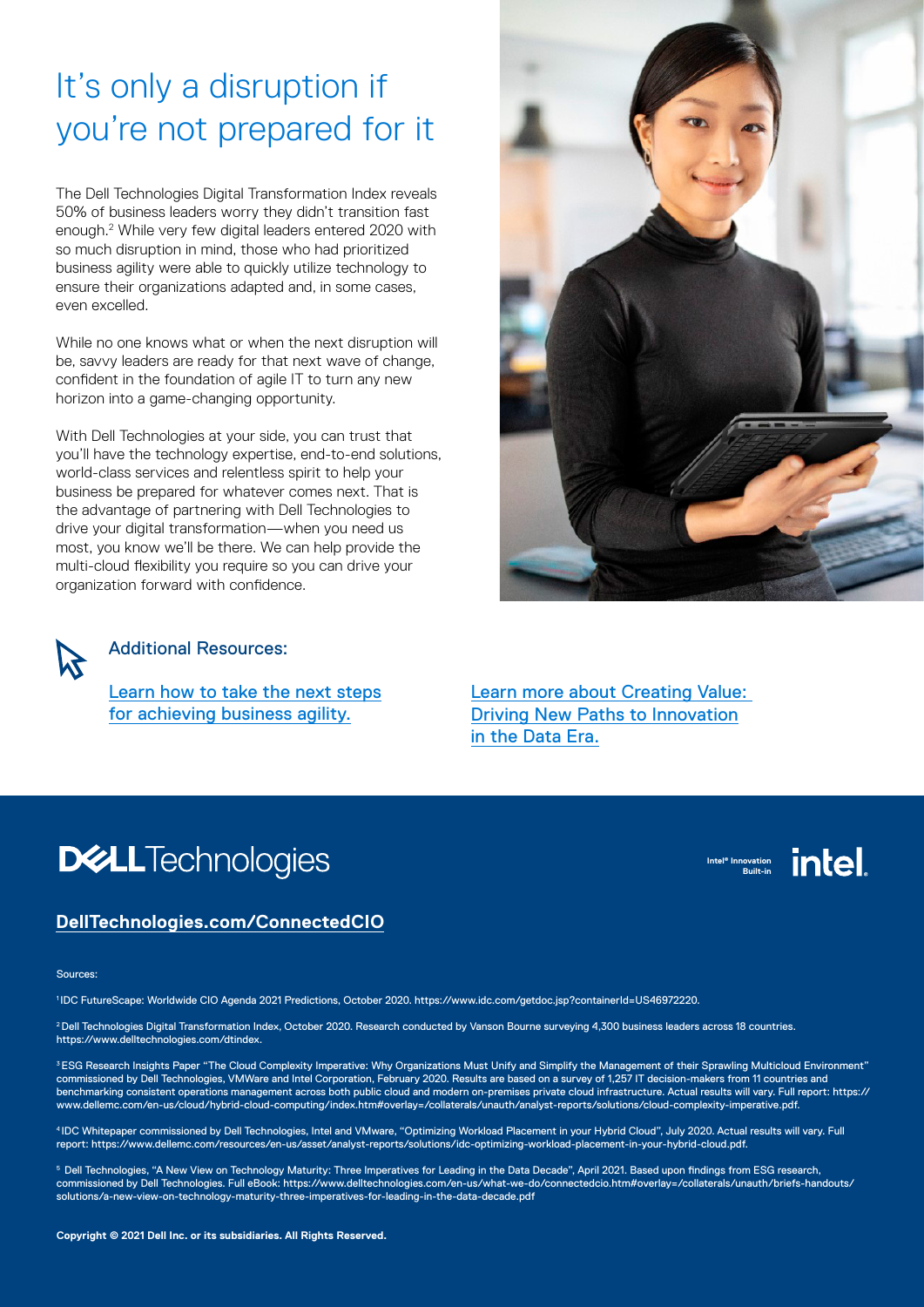# It's only a disruption if you're not prepared for it

The Dell Technologies Digital Transformation Index reveals 50% of business leaders worry they didn't transition fast enough.[2] While very few digital leaders entered 2020 with so much disruption in mind, those who had prioritized business agility were able to quickly utilize technology to ensure their organizations adapted and, in some cases, even excelled.

While no one knows what or when the next disruption will be, savvy leaders are ready for that next wave of change, confident in the foundation of agile IT to turn any new horizon into a game-changing opportunity.

With Dell Technologies at your side, you can trust that you'll have the technology expertise, end-to-end solutions, world-class services and relentless spirit to help your business be prepared for whatever comes next. That is the advantage of partnering with Dell Technologies to drive your digital transformation—when you need us most, you know we'll be there. We can help provide the multi-cloud flexibility you require so you can drive your organization forward with confidence.

## Additional Resources:

Learn how to take the next steps for achieving business agility.

Learn more about Creating Value: Driving New Paths to Innovation in the Data Era.

DELL Technologies

Intel® Innovation Built-in intel.

**DellTechnologies.com/ConnectedCIO**

Sources:

[1] IDC FutureScape: Worldwide CIO Agenda 2021 Predictions, October 2020. https://www.idc.com/getdoc.jsp?containerId=US46972220.

[2] Dell Technologies Digital Transformation Index, October 2020. Research conducted by Vanson Bourne surveying 4,300 business leaders across 18 countries. https://www.delltechnologies.com/dtindex.

[3] ESG Research Insights Paper "The Cloud Complexity Imperative: Why Organizations Must Unify and Simplify the Management of their Sprawling Multicloud Environment" commissioned by Dell Technologies, VMWare and Intel Corporation, February 2020. Results are based on a survey of 1,257 IT decision-makers from 11 countries and benchmarking consistent operations management across both public cloud and modern on-premises private cloud infrastructure. Actual results will vary. Full report: https://www.dellemc.com/en-us/cloud/hybrid-cloud-computing/index.htm#overlay=/collaterals/unauth/analyst-reports/solutions/cloud-complexity-imperative.pdf.

[4] IDC Whitepaper commissioned by Dell Technologies, Intel and VMware, "Optimizing Workload Placement in your Hybrid Cloud", July 2020. Actual results will vary. Full report: https://www.dellemc.com/resources/en-us/asset/analyst-reports/solutions/idc-optimizing-workload-placement-in-your-hybrid-cloud.pdf.

[5] Dell Technologies, "A New View on Technology Maturity: Three Imperatives for Leading in the Data Decade", April 2021. Based upon findings from ESG research, commissioned by Dell Technologies. Full eBook: https://www.delltechnologies.com/en-us/what-we-do/connectedcio.htm#overlay=/collaterals/unauth/briefs-handouts/solutions/a-new-view-on-technology-maturity-three-imperatives-for-leading-in-the-data-decade.pdf

**Copyright © 2021 Dell Inc. or its subsidiaries. All Rights Reserved.**